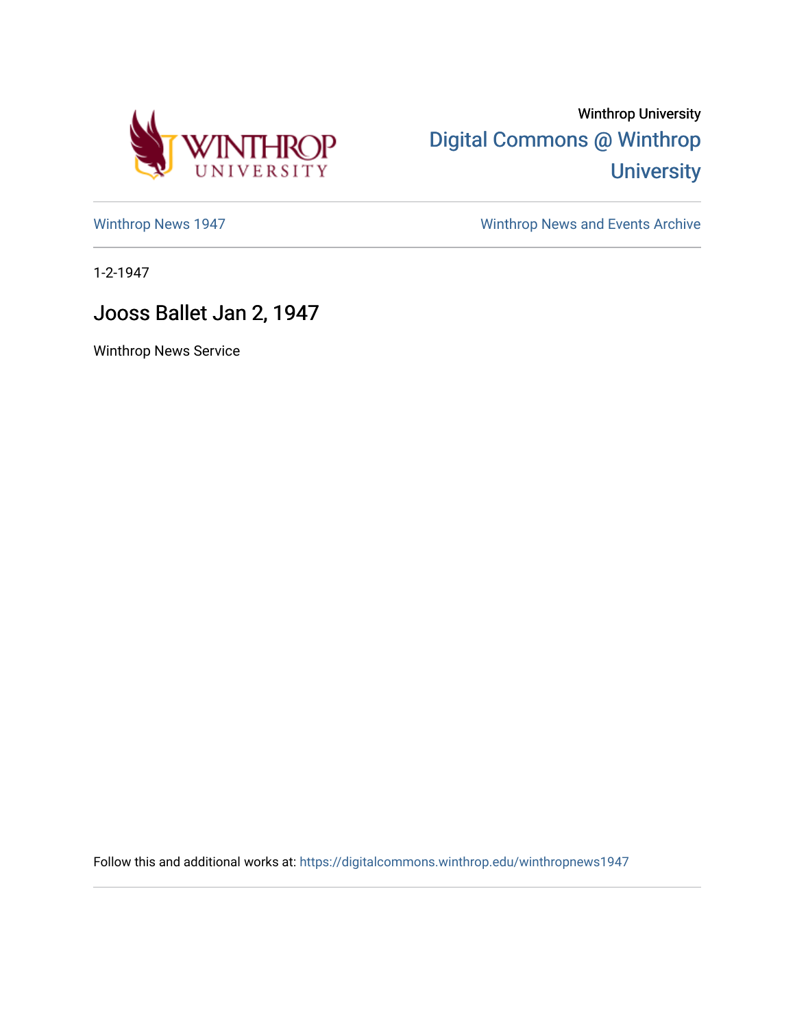Winthrop University

Digital Commons @ Winthrop University

Winthrop News 1947

Winthrop News and Events Archive

1-2-1947

# Jooss Ballet Jan 2, 1947

Winthrop News Service

Follow this and additional works at: https://digitalcommons.winthrop.edu/winthropnews1947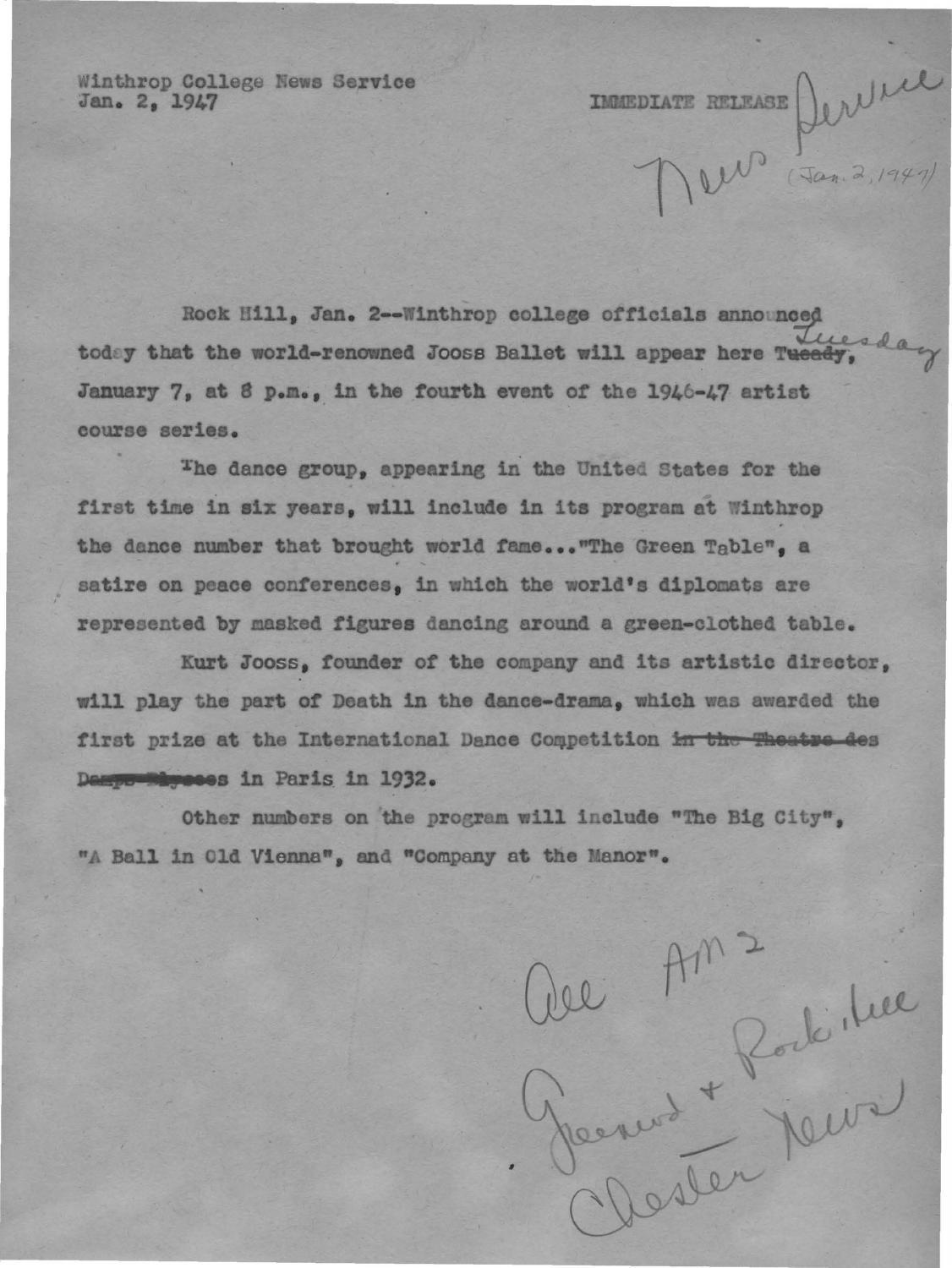Winthrop College News Service
Jan. 2, 1947

IMMEDIATE RELEASE

News Service (Jan. 2, 1947)

Rock Hill, Jan. 2--Winthrop college officials announced today that the world-renowned Jooss Ballet will appear here Tuesday, January 7, at 8 p.m., in the fourth event of the 1946-47 artist course series.

The dance group, appearing in the United States for the first time in six years, will include in its program at Winthrop the dance number that brought world fame..."The Green Table", a satire on peace conferences, in which the world's diplomats are represented by masked figures dancing around a green-clothed table.

Kurt Jooss, founder of the company and its artistic director, will play the part of Death in the dance-drama, which was awarded the first prize at the International Dance Competition ~~in the Theatre des Champs Elysees~~ in Paris in 1932.

Other numbers on the program will include "The Big City", "A Ball in Old Vienna", and "Company at the Manor".

All AM 2
Greenwd + Rock Hill
Chester News